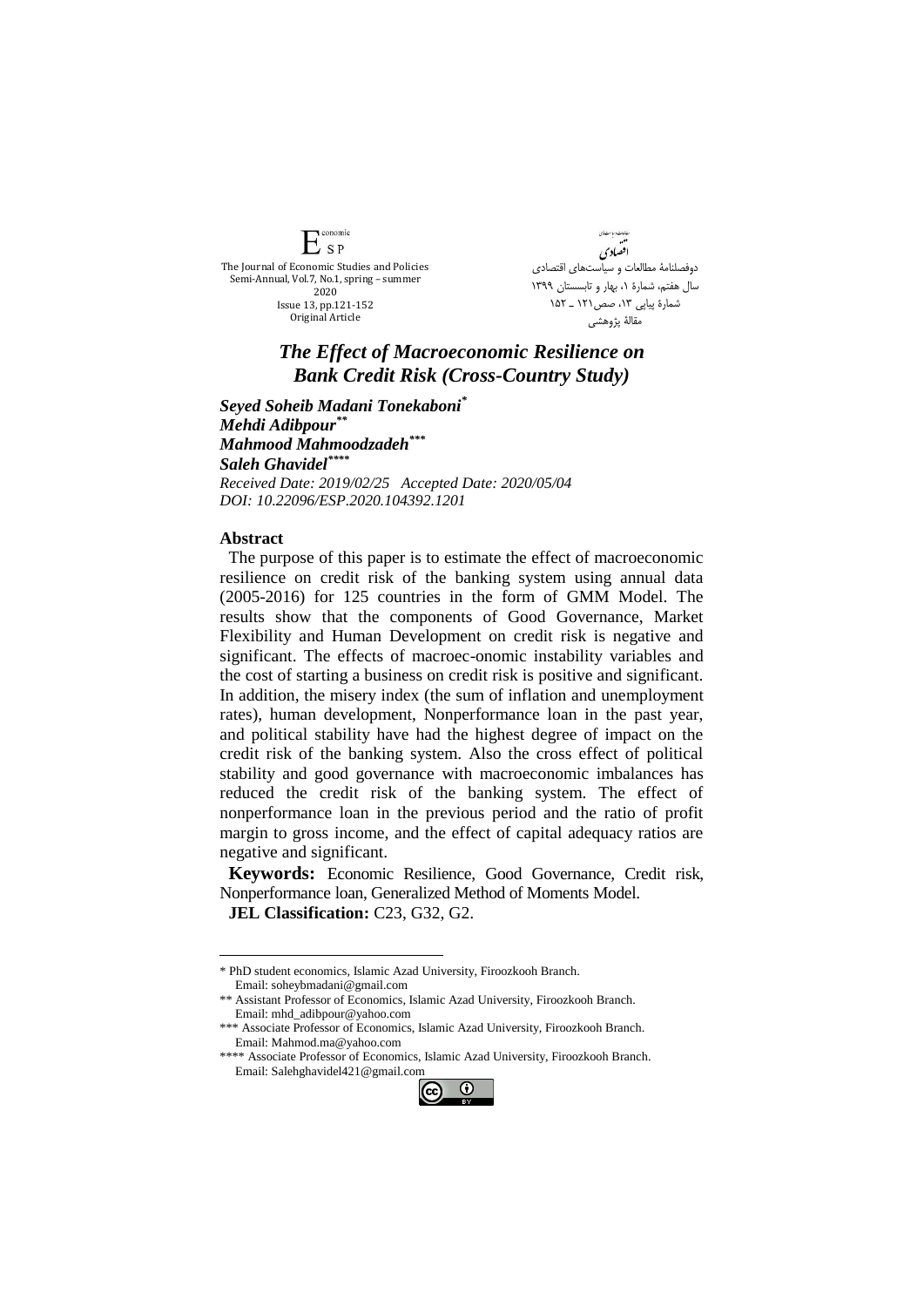# The Effect of Macroeconomic Resilience on Bank Credit Risk (Cross-Country Study)

***Seyed Soheib Madani Tonekaboni*** [*]
***Mehdi Adibpour*** [**]
***Mahmood Mahmoodzadeh*** [***]
***Saleh Ghavidel*** [****]

*Received Date: 2019/02/25 Accepted Date: 2020/05/04*
*DOI: 10.22096/ESP.2020.104392.1201*

## Abstract

The purpose of this paper is to estimate the effect of macroeconomic resilience on credit risk of the banking system using annual data (2005-2016) for 125 countries in the form of GMM Model. The results show that the components of Good Governance, Market Flexibility and Human Development on credit risk is negative and significant. The effects of macroec-onomic instability variables and the cost of starting a business on credit risk is positive and significant. In addition, the misery index (the sum of inflation and unemployment rates), human development, Nonperformance loan in the past year, and political stability have had the highest degree of impact on the credit risk of the banking system. Also the cross effect of political stability and good governance with macroeconomic imbalances has reduced the credit risk of the banking system. The effect of nonperformance loan in the previous period and the ratio of profit margin to gross income, and the effect of capital adequacy ratios are negative and significant.

**Keywords:** Economic Resilience, Good Governance, Credit risk, Nonperformance loan, Generalized Method of Moments Model.

**JEL Classification:** C23, G32, G2.

---

\* PhD student economics, Islamic Azad University, Firoozkooh Branch. Email: soheybmadani@gmail.com

\*\* Assistant Professor of Economics, Islamic Azad University, Firoozkooh Branch. Email: mhd_adibpour@yahoo.com

\*\*\* Associate Professor of Economics, Islamic Azad University, Firoozkooh Branch. Email: Mahmod.ma@yahoo.com

\*\*\*\* Associate Professor of Economics, Islamic Azad University, Firoozkooh Branch. Email: Salehghavidel421@gmail.com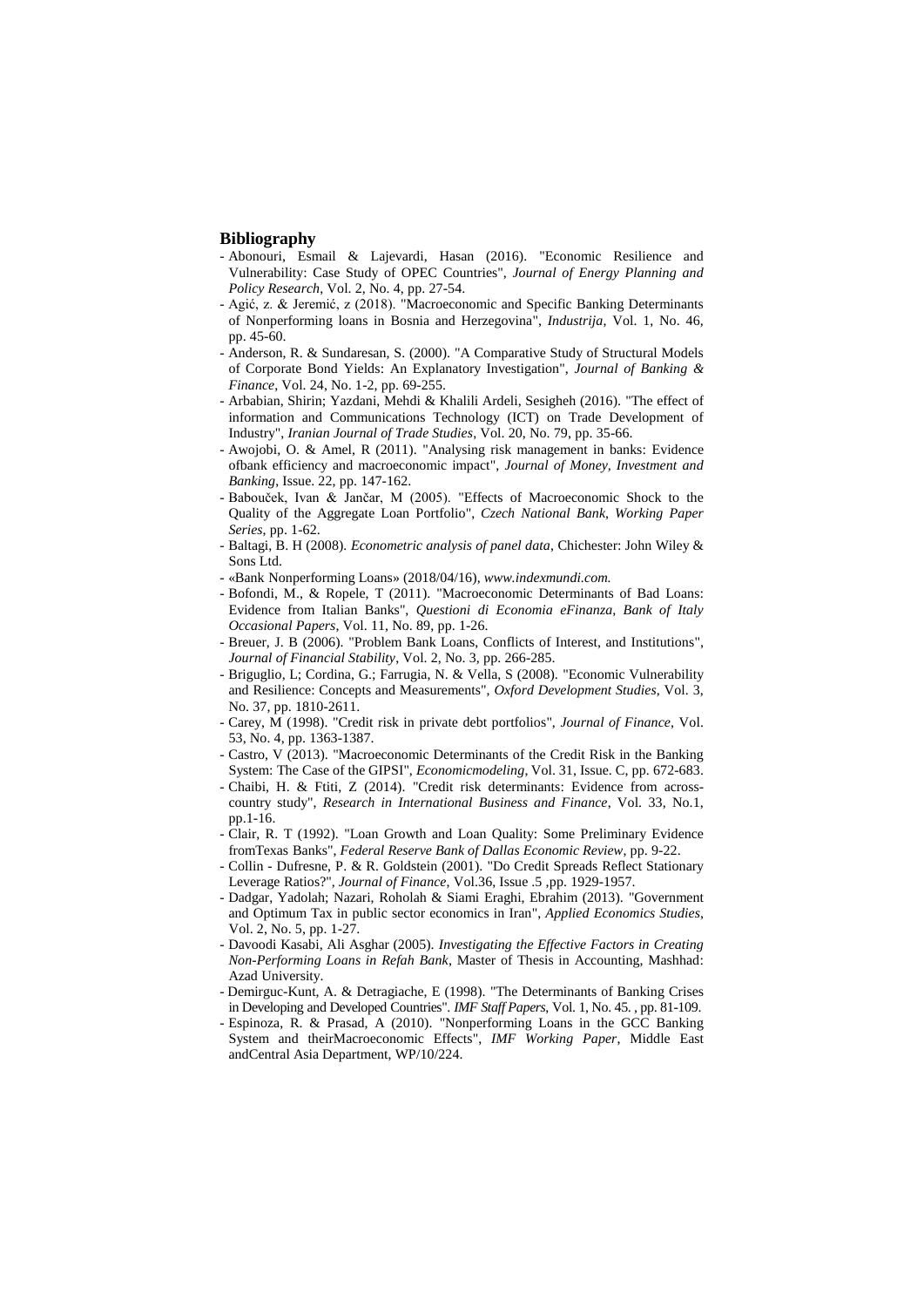## Bibliography

- Abonouri, Esmail & Lajevardi, Hasan (2016). "Economic Resilience and Vulnerability: Case Study of OPEC Countries", *Journal of Energy Planning and Policy Research*, Vol. 2, No. 4, pp. 27-54.
- Agić, z. & Jeremić, z (2018). "Macroeconomic and Specific Banking Determinants of Nonperforming loans in Bosnia and Herzegovina", *Industrija*, Vol. 1, No. 46, pp. 45-60.
- Anderson, R. & Sundaresan, S. (2000). "A Comparative Study of Structural Models of Corporate Bond Yields: An Explanatory Investigation", *Journal of Banking & Finance*, Vol. 24, No. 1-2, pp. 69-255.
- Arbabian, Shirin; Yazdani, Mehdi & Khalili Ardeli, Sesigheh (2016). "The effect of information and Communications Technology (ICT) on Trade Development of Industry", *Iranian Journal of Trade Studies*, Vol. 20, No. 79, pp. 35-66.
- Awojobi, O. & Amel, R (2011). "Analysing risk management in banks: Evidence ofbank efficiency and macroeconomic impact", *Journal of Money, Investment and Banking*, Issue. 22, pp. 147-162.
- Babouček, Ivan & Jančar, M (2005). "Effects of Macroeconomic Shock to the Quality of the Aggregate Loan Portfolio", *Czech National Bank, Working Paper Series*, pp. 1-62.
- Baltagi, B. H (2008). *Econometric analysis of panel data*, Chichester: John Wiley & Sons Ltd.
- «Bank Nonperforming Loans» (2018/04/16), *www.indexmundi.com.*
- Bofondi, M., & Ropele, T (2011). "Macroeconomic Determinants of Bad Loans: Evidence from Italian Banks", *Questioni di Economia eFinanza, Bank of Italy Occasional Papers*, Vol. 11, No. 89, pp. 1-26.
- Breuer, J. B (2006). "Problem Bank Loans, Conflicts of Interest, and Institutions", *Journal of Financial Stability*, Vol. 2, No. 3, pp. 266-285.
- Briguglio, L; Cordina, G.; Farrugia, N. & Vella, S (2008). "Economic Vulnerability and Resilience: Concepts and Measurements", *Oxford Development Studies*, Vol. 3, No. 37, pp. 1810-2611.
- Carey, M (1998). "Credit risk in private debt portfolios", *Journal of Finance*, Vol. 53, No. 4, pp. 1363-1387.
- Castro, V (2013). "Macroeconomic Determinants of the Credit Risk in the Banking System: The Case of the GIPSI", *Economicmodeling*, Vol. 31, Issue. C, pp. 672-683.
- Chaibi, H. & Ftiti, Z (2014). "Credit risk determinants: Evidence from across-country study", *Research in International Business and Finance*, Vol. 33, No.1, pp.1-16.
- Clair, R. T (1992). "Loan Growth and Loan Quality: Some Preliminary Evidence fromTexas Banks", *Federal Reserve Bank of Dallas Economic Review*, pp. 9-22.
- Collin - Dufresne, P. & R. Goldstein (2001). "Do Credit Spreads Reflect Stationary Leverage Ratios?", *Journal of Finance*, Vol.36, Issue .5 ,pp. 1929-1957.
- Dadgar, Yadolah; Nazari, Roholah & Siami Eraghi, Ebrahim (2013). "Government and Optimum Tax in public sector economics in Iran", *Applied Economics Studies*, Vol. 2, No. 5, pp. 1-27.
- Davoodi Kasabi, Ali Asghar (2005). *Investigating the Effective Factors in Creating Non-Performing Loans in Refah Bank*, Master of Thesis in Accounting, Mashhad: Azad University.
- Demirguc-Kunt, A. & Detragiache, E (1998). "The Determinants of Banking Crises in Developing and Developed Countries". *IMF Staff Papers*, Vol. 1, No. 45. , pp. 81-109.
- Espinoza, R. & Prasad, A (2010). "Nonperforming Loans in the GCC Banking System and theirMacroeconomic Effects", *IMF Working Paper*, Middle East andCentral Asia Department, WP/10/224.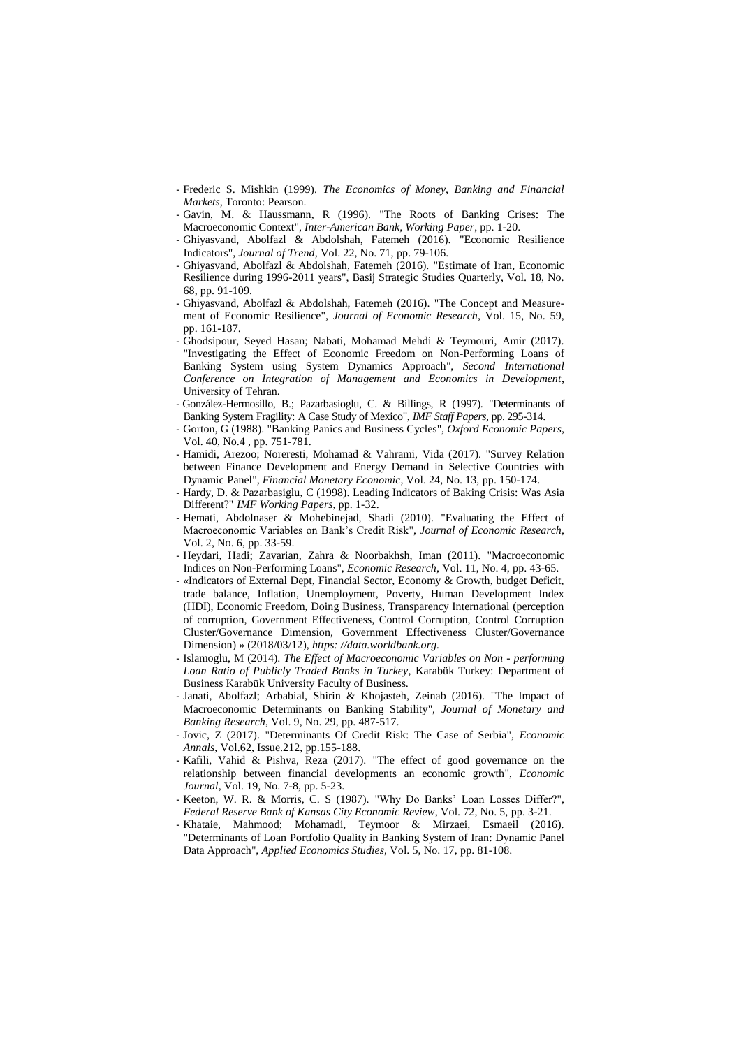- Frederic S. Mishkin (1999). *The Economics of Money, Banking and Financial Markets*, Toronto: Pearson.
- Gavin, M. & Haussmann, R (1996). "The Roots of Banking Crises: The Macroeconomic Context", *Inter-American Bank, Working Paper*, pp. 1-20.
- Ghiyasvand, Abolfazl & Abdolshah, Fatemeh (2016). "Economic Resilience Indicators", *Journal of Trend*, Vol. 22, No. 71, pp. 79-106.
- Ghiyasvand, Abolfazl & Abdolshah, Fatemeh (2016). "Estimate of Iran, Economic Resilience during 1996-2011 years", Basij Strategic Studies Quarterly, Vol. 18, No. 68, pp. 91-109.
- Ghiyasvand, Abolfazl & Abdolshah, Fatemeh (2016). "The Concept and Measurement of Economic Resilience", *Journal of Economic Research*, Vol. 15, No. 59, pp. 161-187.
- Ghodsipour, Seyed Hasan; Nabati, Mohamad Mehdi & Teymouri, Amir (2017). "Investigating the Effect of Economic Freedom on Non-Performing Loans of Banking System using System Dynamics Approach", *Second International Conference on Integration of Management and Economics in Development*, University of Tehran.
- González-Hermosillo, B.; Pazarbasioglu, C. & Billings, R (1997). "Determinants of Banking System Fragility: A Case Study of Mexico", *IMF Staff Papers*, pp. 295-314.
- Gorton, G (1988). "Banking Panics and Business Cycles", *Oxford Economic Papers*, Vol. 40, No.4 , pp. 751-781.
- Hamidi, Arezoo; Noreresti, Mohamad & Vahrami, Vida (2017). "Survey Relation between Finance Development and Energy Demand in Selective Countries with Dynamic Panel", *Financial Monetary Economic*, Vol. 24, No. 13, pp. 150-174.
- Hardy, D. & Pazarbasiglu, C (1998). Leading Indicators of Baking Crisis: Was Asia Different?" *IMF Working Papers*, pp. 1-32.
- Hemati, Abdolnaser & Mohebinejad, Shadi (2010). "Evaluating the Effect of Macroeconomic Variables on Bank's Credit Risk", *Journal of Economic Research*, Vol. 2, No. 6, pp. 33-59.
- Heydari, Hadi; Zavarian, Zahra & Noorbakhsh, Iman (2011). "Macroeconomic Indices on Non-Performing Loans", *Economic Research*, Vol. 11, No. 4, pp. 43-65.
- «Indicators of External Dept, Financial Sector, Economy & Growth, budget Deficit, trade balance, Inflation, Unemployment, Poverty, Human Development Index (HDI), Economic Freedom, Doing Business, Transparency International (perception of corruption, Government Effectiveness, Control Corruption, Control Corruption Cluster/Governance Dimension, Government Effectiveness Cluster/Governance Dimension) » (2018/03/12), *https: //data.worldbank.org.*
- Islamoglu, M (2014). *The Effect of Macroeconomic Variables on Non - performing Loan Ratio of Publicly Traded Banks in Turkey*, Karabük Turkey: Department of Business Karabük University Faculty of Business.
- Janati, Abolfazl; Arbabial, Shirin & Khojasteh, Zeinab (2016). "The Impact of Macroeconomic Determinants on Banking Stability", *Journal of Monetary and Banking Research*, Vol. 9, No. 29, pp. 487-517.
- Jovic, Z (2017). "Determinants Of Credit Risk: The Case of Serbia", *Economic Annals*, Vol.62, Issue.212, pp.155-188.
- Kafili, Vahid & Pishva, Reza (2017). "The effect of good governance on the relationship between financial developments an economic growth", *Economic Journal*, Vol. 19, No. 7-8, pp. 5-23.
- Keeton, W. R. & Morris, C. S (1987). "Why Do Banks' Loan Losses Differ?", *Federal Reserve Bank of Kansas City Economic Review*, Vol. 72, No. 5, pp. 3-21.
- Khataie, Mahmood; Mohamadi, Teymoor & Mirzaei, Esmaeil (2016). "Determinants of Loan Portfolio Quality in Banking System of Iran: Dynamic Panel Data Approach", *Applied Economics Studies*, Vol. 5, No. 17, pp. 81-108.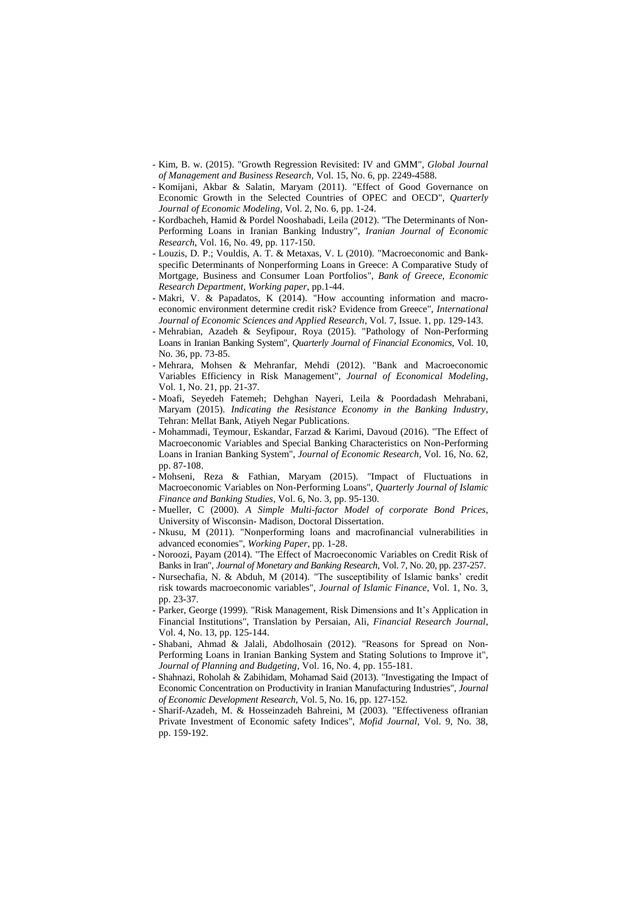- Kim, B. w. (2015). "Growth Regression Revisited: IV and GMM", *Global Journal of Management and Business Research*, Vol. 15, No. 6, pp. 2249-4588.
- Komijani, Akbar & Salatin, Maryam (2011). "Effect of Good Governance on Economic Growth in the Selected Countries of OPEC and OECD", *Quarterly Journal of Economic Modeling*, Vol. 2, No. 6, pp. 1-24.
- Kordbacheh, Hamid & Pordel Nooshabadi, Leila (2012). "The Determinants of Non-Performing Loans in Iranian Banking Industry", *Iranian Journal of Economic Research*, Vol. 16, No. 49, pp. 117-150.
- Louzis, D. P.; Vouldis, A. T. & Metaxas, V. L (2010). "Macroeconomic and Bank-specific Determinants of Nonperforming Loans in Greece: A Comparative Study of Mortgage, Business and Consumer Loan Portfolios", *Bank of Greece, Economic Research Department, Working paper*, pp.1-44.
- Makri, V. & Papadatos, K (2014). "How accounting information and macro-economic environment determine credit risk? Evidence from Greece", *International Journal of Economic Sciences and Applied Research*, Vol. 7, Issue. 1, pp. 129-143.
- Mehrabian, Azadeh & Seyfipour, Roya (2015). "Pathology of Non-Performing Loans in Iranian Banking System", *Quarterly Journal of Financial Economics*, Vol. 10, No. 36, pp. 73-85.
- Mehrara, Mohsen & Mehranfar, Mehdi (2012). "Bank and Macroeconomic Variables Efficiency in Risk Management", *Journal of Economical Modeling*, Vol. 1, No. 21, pp. 21-37.
- Moafi, Seyedeh Fatemeh; Dehghan Nayeri, Leila & Poordadash Mehrabani, Maryam (2015). *Indicating the Resistance Economy in the Banking Industry*, Tehran: Mellat Bank, Atiyeh Negar Publications.
- Mohammadi, Teymour, Eskandar, Farzad & Karimi, Davoud (2016). "The Effect of Macroeconomic Variables and Special Banking Characteristics on Non-Performing Loans in Iranian Banking System", *Journal of Economic Research*, Vol. 16, No. 62, pp. 87-108.
- Mohseni, Reza & Fathian, Maryam (2015). "Impact of Fluctuations in Macroeconomic Variables on Non-Performing Loans", *Quarterly Journal of Islamic Finance and Banking Studies*, Vol. 6, No. 3, pp. 95-130.
- Mueller, C (2000). *A Simple Multi-factor Model of corporate Bond Prices*, University of Wisconsin- Madison, Doctoral Dissertation.
- Nkusu, M (2011). "Nonperforming loans and macrofinancial vulnerabilities in advanced economies", *Working Paper*, pp. 1-28.
- Noroozi, Payam (2014). "The Effect of Macroeconomic Variables on Credit Risk of Banks in Iran", *Journal of Monetary and Banking Research*, Vol. 7, No. 20, pp. 237-257.
- Nursechafia, N. & Abduh, M (2014). "The susceptibility of Islamic banks' credit risk towards macroeconomic variables", *Journal of Islamic Finance*, Vol. 1, No. 3, pp. 23-37.
- Parker, George (1999). "Risk Management, Risk Dimensions and It's Application in Financial Institutions", Translation by Persaian, Ali, *Financial Research Journal*, Vol. 4, No. 13, pp. 125-144.
- Shabani, Ahmad & Jalali, Abdolhosain (2012). "Reasons for Spread on Non-Performing Loans in Iranian Banking System and Stating Solutions to Improve it", *Journal of Planning and Budgeting*, Vol. 16, No. 4, pp. 155-181.
- Shahnazi, Roholah & Zabihidam, Mohamad Said (2013). "Investigating the Impact of Economic Concentration on Productivity in Iranian Manufacturing Industries", *Journal of Economic Development Research*, Vol. 5, No. 16, pp. 127-152.
- Sharif-Azadeh, M. & Hosseinzadeh Bahreini, M (2003). "Effectiveness ofIranian Private Investment of Economic safety Indices", *Mofid Journal*, Vol. 9, No. 38, pp. 159-192.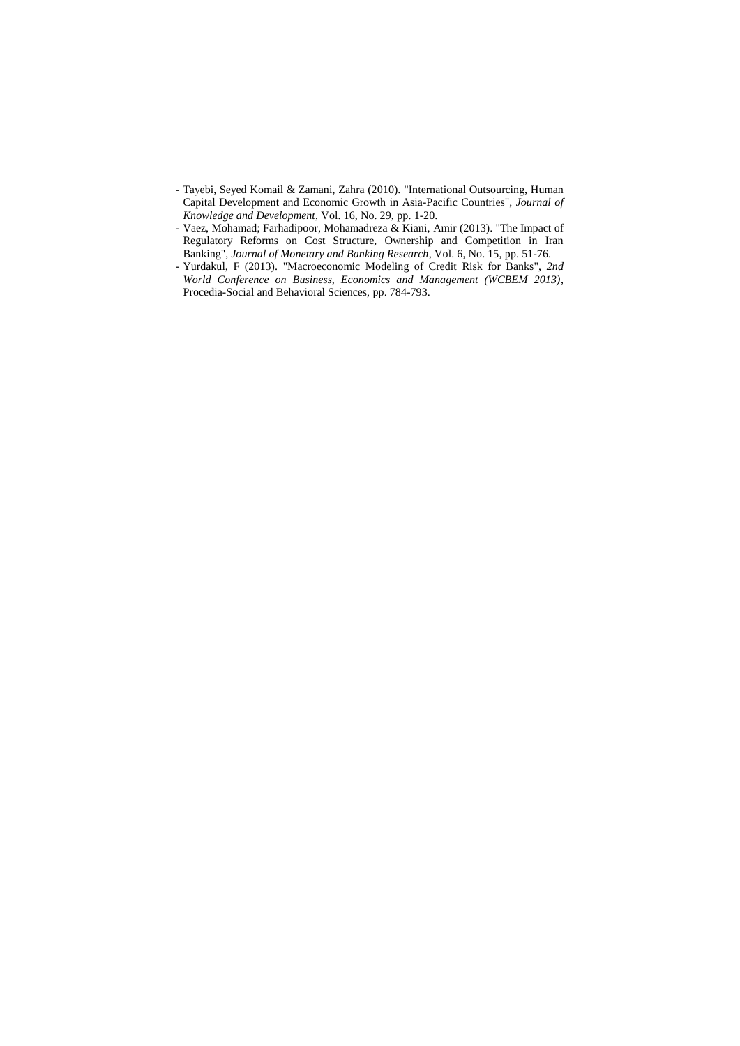- Tayebi, Seyed Komail & Zamani, Zahra (2010). "International Outsourcing, Human Capital Development and Economic Growth in Asia-Pacific Countries", *Journal of Knowledge and Development*, Vol. 16, No. 29, pp. 1-20.
- Vaez, Mohamad; Farhadipoor, Mohamadreza & Kiani, Amir (2013). "The Impact of Regulatory Reforms on Cost Structure, Ownership and Competition in Iran Banking", *Journal of Monetary and Banking Research*, Vol. 6, No. 15, pp. 51-76.
- Yurdakul, F (2013). "Macroeconomic Modeling of Credit Risk for Banks", *2nd World Conference on Business, Economics and Management (WCBEM 2013)*, Procedia-Social and Behavioral Sciences, pp. 784-793.